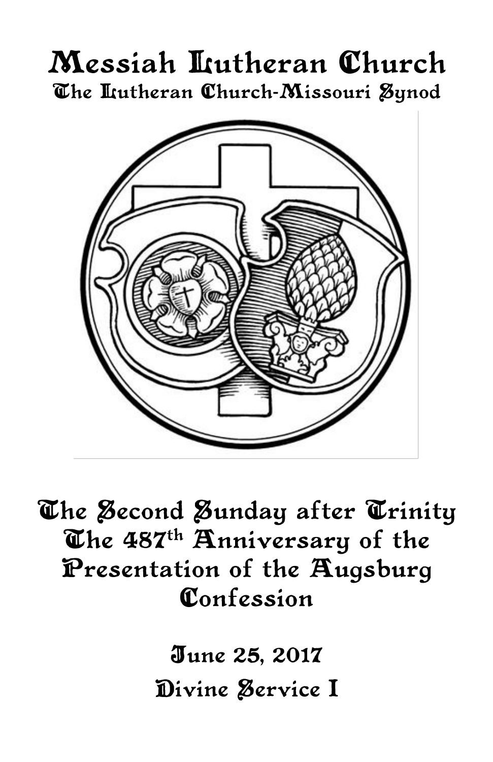# Messiah Lutheran Church

The Lutheran Church-Missouri Synod

## The Second Sunday after Trinity

## The 487th Anniversary of the Presentation of the Augsburg Confession

### June 25, 2017

### Divine Service I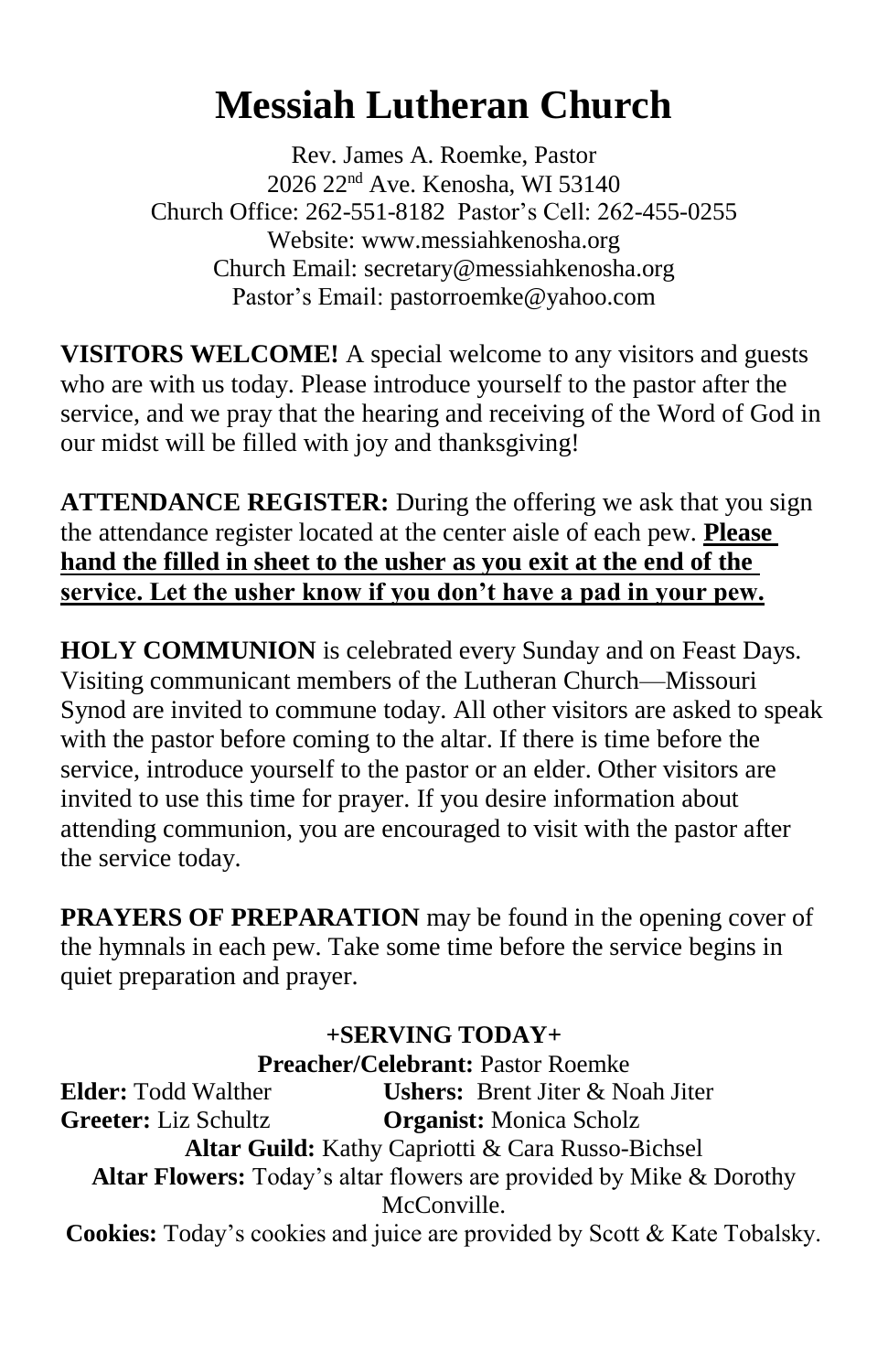# Messiah Lutheran Church

Rev. James A. Roemke, Pastor
2026 22nd Ave. Kenosha, WI 53140
Church Office: 262-551-8182 Pastor's Cell: 262-455-0255
Website: www.messiahkenosha.org
Church Email: secretary@messiahkenosha.org
Pastor's Email: pastorroemke@yahoo.com

**VISITORS WELCOME!** A special welcome to any visitors and guests who are with us today. Please introduce yourself to the pastor after the service, and we pray that the hearing and receiving of the Word of God in our midst will be filled with joy and thanksgiving!

**ATTENDANCE REGISTER:** During the offering we ask that you sign the attendance register located at the center aisle of each pew. **Please hand the filled in sheet to the usher as you exit at the end of the service. Let the usher know if you don't have a pad in your pew.**

**HOLY COMMUNION** is celebrated every Sunday and on Feast Days. Visiting communicant members of the Lutheran Church—Missouri Synod are invited to commune today. All other visitors are asked to speak with the pastor before coming to the altar. If there is time before the service, introduce yourself to the pastor or an elder. Other visitors are invited to use this time for prayer. If you desire information about attending communion, you are encouraged to visit with the pastor after the service today.

**PRAYERS OF PREPARATION** may be found in the opening cover of the hymnals in each pew. Take some time before the service begins in quiet preparation and prayer.

**+SERVING TODAY+**

**Preacher/Celebrant:** Pastor Roemke

**Elder:** Todd Walther **Ushers:** Brent Jiter & Noah Jiter

**Greeter:** Liz Schultz **Organist:** Monica Scholz

**Altar Guild:** Kathy Capriotti & Cara Russo-Bichsel

**Altar Flowers:** Today's altar flowers are provided by Mike & Dorothy McConville.

**Cookies:** Today's cookies and juice are provided by Scott & Kate Tobalsky.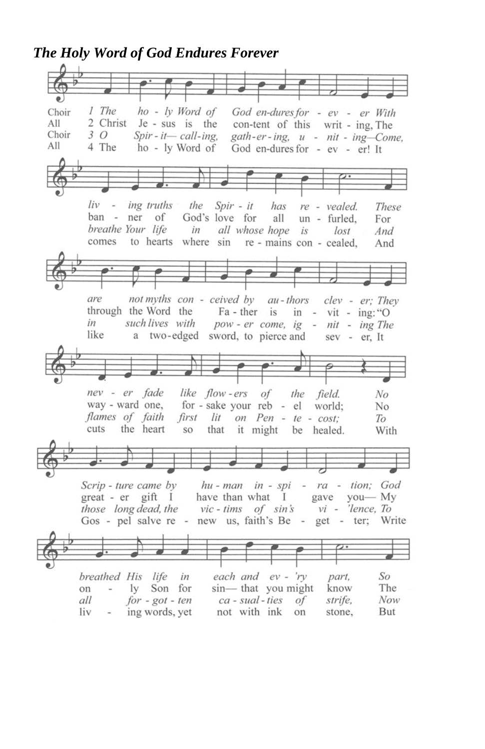# *The Holy Word of God Endures Forever*

Choir 1 *The ho - ly Word of God en-dures for - ev - er With*
All 2 Christ Je - sus is the con-tent of this writ - ing, The
Choir 3 *O Spir - it— call-ing, gath-er - ing, u - nit - ing—Come,*
All 4 The ho - ly Word of God en-dures for - ev - er! It

*liv - ing truths the Spir - it has re - vealed. These*
ban - ner of God's love for all un - furled, For
*breathe Your life in all whose hope is lost And*
comes to hearts where sin re - mains con - cealed, And

*are not myths con - ceived by au - thors clev - er; They*
through the Word the Fa - ther is in - vit - ing: "O
*in such lives with pow - er come, ig - nit - ing The*
like a two-edged sword, to pierce and sev - er, It

*nev - er fade like flow - ers of the field. No*
way - ward one, for - sake your reb - el world; No
*flames of faith first lit on Pen - te - cost; To*
cuts the heart so that it might be healed. With

*Scrip - ture came by hu - man in - spi - ra - tion; God*
great - er gift I have than what I gave you— My
*those long dead, the vic - tims of sin's vi - 'lence, To*
Gos - pel salve re - new us, faith's Be - get - ter; Write

*breathed His life in each and ev - 'ry part, So*
on - ly Son for sin— that you might know The
*all for - got - ten ca - sual - ties of strife, Now*
liv - ing words, yet not with ink on stone, But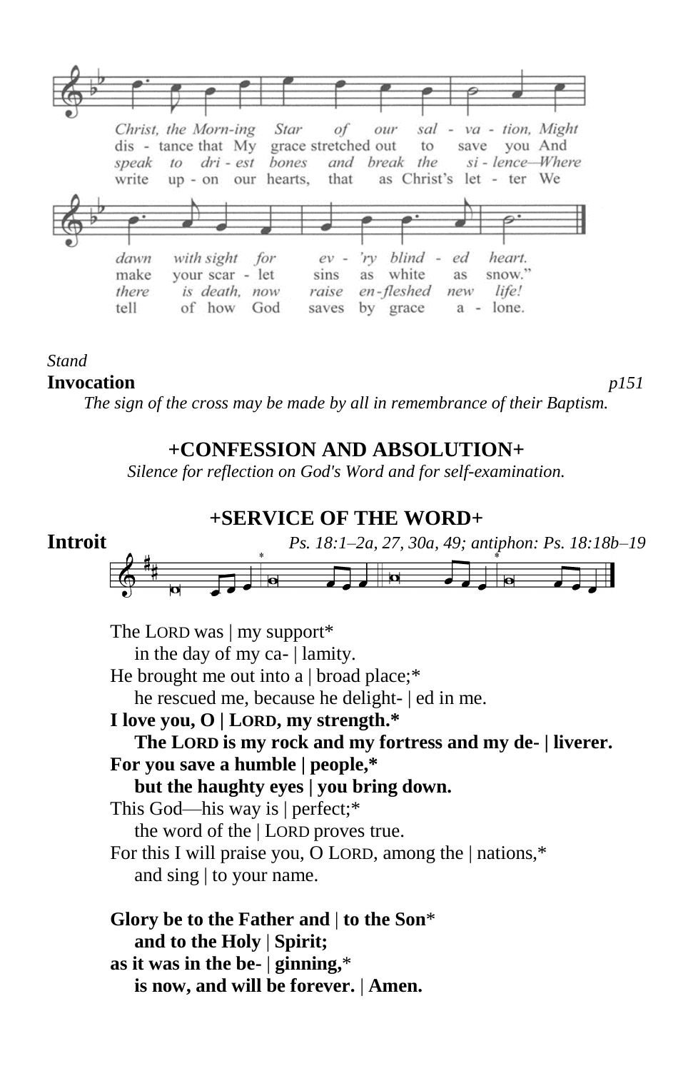Christ, the Morn-ing Star of our sal - va - tion, Might dawn with sight for ev - 'ry blind - ed heart.
dis - tance that My grace stretched out to save you And make your scar - let sins as white as snow."
speak to dri - est bones and break the si - lence—Where there is death, now raise en-fleshed new life!
write up - on our hearts, that as Christ's let - ter We tell of how God saves by grace a - lone.

*Stand*

**Invocation** *p151*

*The sign of the cross may be made by all in remembrance of their Baptism.*

## +CONFESSION AND ABSOLUTION+

*Silence for reflection on God's Word and for self-examination.*

## +SERVICE OF THE WORD+

**Introit** *Ps. 18:1–2a, 27, 30a, 49; antiphon: Ps. 18:18b–19*

The LORD was | my support*
in the day of my ca- | lamity.
He brought me out into a | broad place;*
he rescued me, because he delight- | ed in me.
**I love you, O | LORD, my strength.***
**The LORD is my rock and my fortress and my de- | liverer.**
**For you save a humble | people,***
**but the haughty eyes | you bring down.**
This God—his way is | perfect;*
the word of the | LORD proves true.
For this I will praise you, O LORD, among the | nations,*
and sing | to your name.

**Glory be to the Father and | to the Son***
**and to the Holy | Spirit;**
**as it was in the be- | ginning,***
**is now, and will be forever. | Amen.**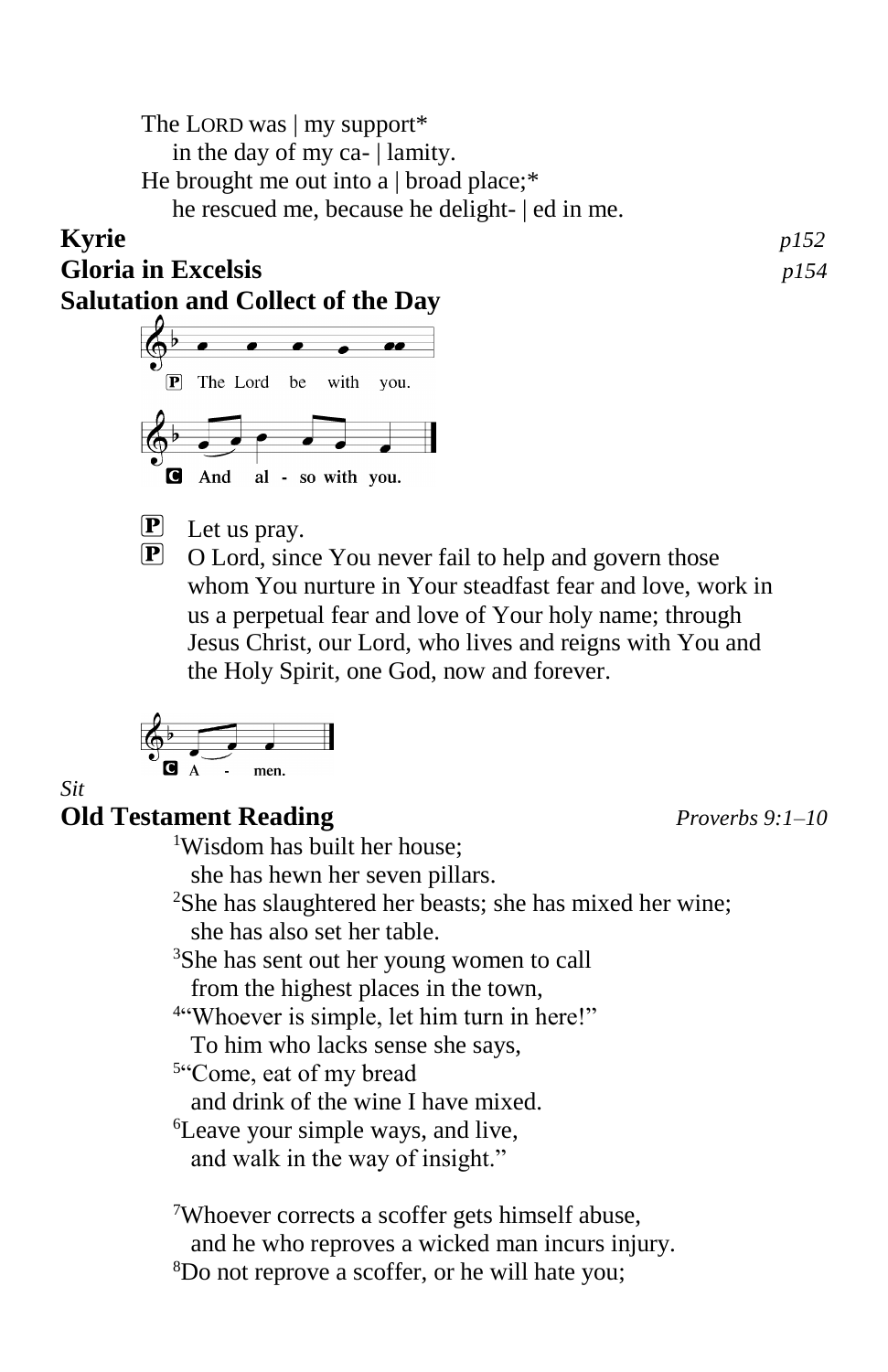The LORD was | my support*
    in the day of my ca- | lamity.
He brought me out into a | broad place;*
    he rescued me, because he delight- | ed in me.

**Kyrie** *p152*

**Gloria in Excelsis** *p154*

**Salutation and Collect of the Day**

P The Lord be with you.

C **And also with you.**

P Let us pray.

P O Lord, since You never fail to help and govern those whom You nurture in Your steadfast fear and love, work in us a perpetual fear and love of Your holy name; through Jesus Christ, our Lord, who lives and reigns with You and the Holy Spirit, one God, now and forever.

C **Amen.**

*Sit*

**Old Testament Reading** *Proverbs 9:1–10*

[1]Wisdom has built her house;
    she has hewn her seven pillars.
[2]She has slaughtered her beasts; she has mixed her wine;
    she has also set her table.
[3]She has sent out her young women to call
    from the highest places in the town,
[4]"Whoever is simple, let him turn in here!"
    To him who lacks sense she says,
[5]"Come, eat of my bread
    and drink of the wine I have mixed.
[6]Leave your simple ways, and live,
    and walk in the way of insight."

[7]Whoever corrects a scoffer gets himself abuse,
    and he who reproves a wicked man incurs injury.
[8]Do not reprove a scoffer, or he will hate you;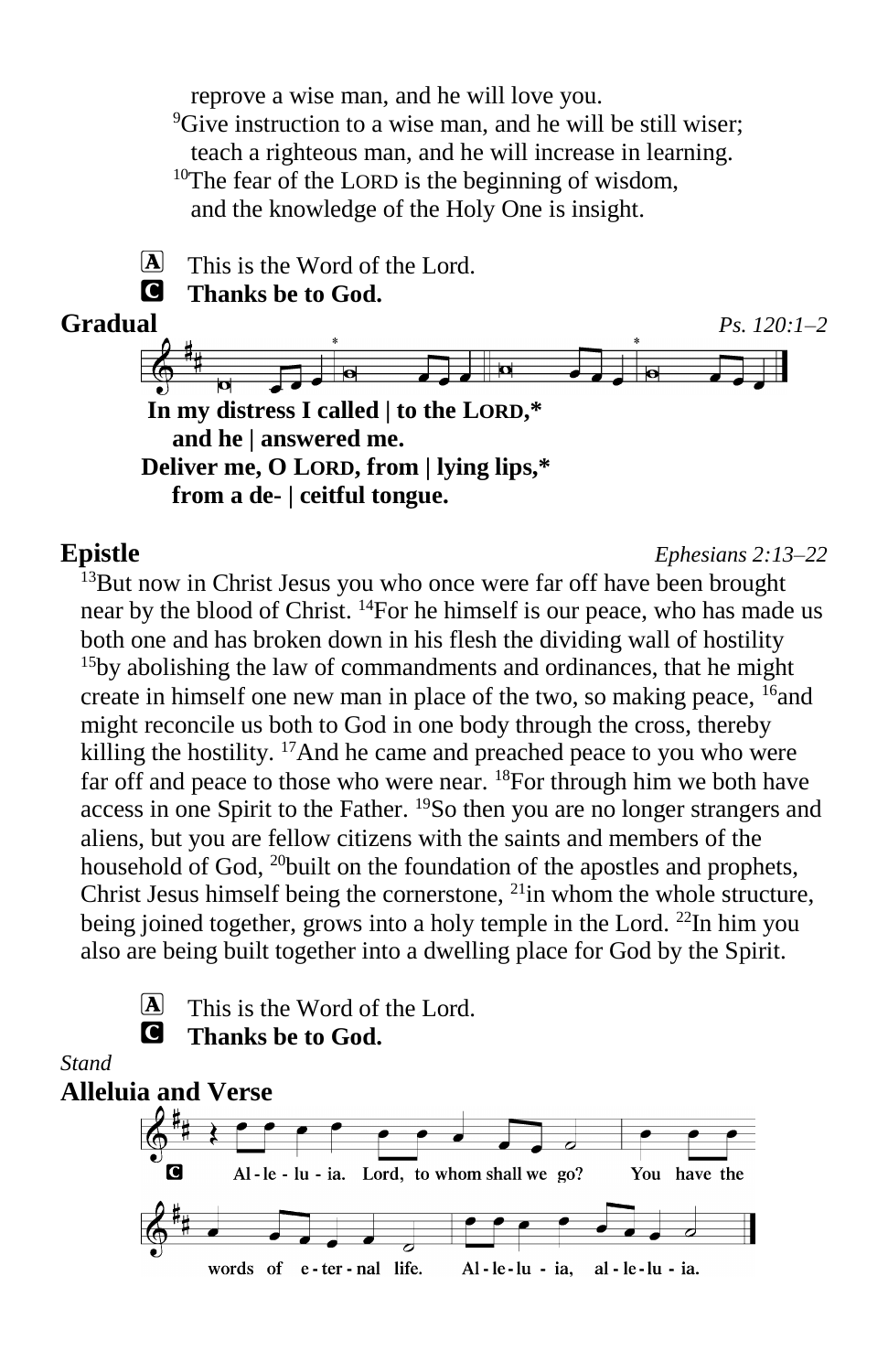reprove a wise man, and he will love you.
[9]Give instruction to a wise man, and he will be still wiser;
teach a righteous man, and he will increase in learning.
[10]The fear of the LORD is the beginning of wisdom,
and the knowledge of the Holy One is insight.

A This is the Word of the Lord.
C **Thanks be to God.**

## Gradual *Ps. 120:1–2*

**In my distress I called | to the LORD,***
**and he | answered me.**
**Deliver me, O LORD, from | lying lips,***
**from a de- | ceitful tongue.**

## Epistle *Ephesians 2:13–22*

[13]But now in Christ Jesus you who once were far off have been brought near by the blood of Christ. [14]For he himself is our peace, who has made us both one and has broken down in his flesh the dividing wall of hostility [15]by abolishing the law of commandments and ordinances, that he might create in himself one new man in place of the two, so making peace, [16]and might reconcile us both to God in one body through the cross, thereby killing the hostility. [17]And he came and preached peace to you who were far off and peace to those who were near. [18]For through him we both have access in one Spirit to the Father. [19]So then you are no longer strangers and aliens, but you are fellow citizens with the saints and members of the household of God, [20]built on the foundation of the apostles and prophets, Christ Jesus himself being the cornerstone, [21]in whom the whole structure, being joined together, grows into a holy temple in the Lord. [22]In him you also are being built together into a dwelling place for God by the Spirit.

A This is the Word of the Lord.
C **Thanks be to God.**

*Stand*

## Alleluia and Verse

C Al-le-lu-ia. Lord, to whom shall we go? You have the words of e-ter-nal life. Al-le-lu-ia, al-le-lu-ia.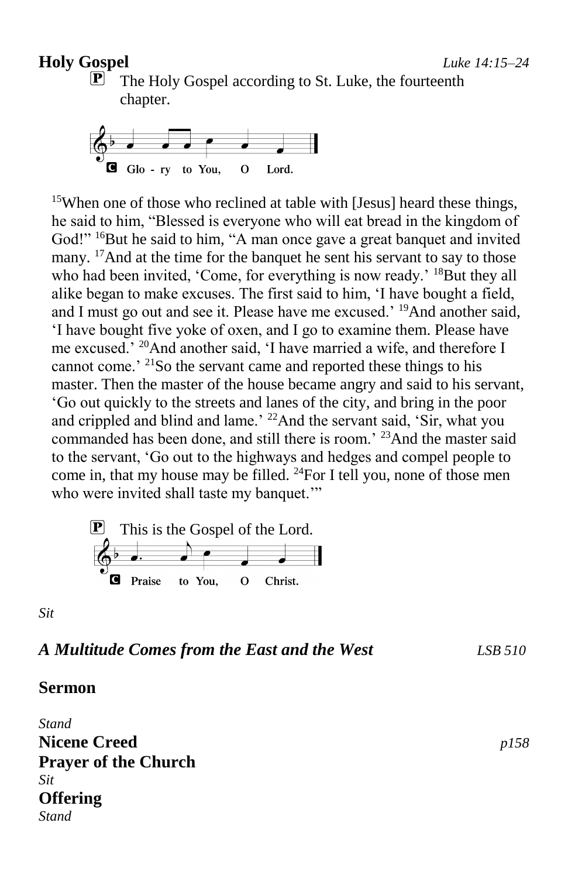**Holy Gospel** *Luke 14:15–24*

P The Holy Gospel according to St. Luke, the fourteenth chapter.

C Glo - ry to You, O Lord.

[15]When one of those who reclined at table with [Jesus] heard these things, he said to him, "Blessed is everyone who will eat bread in the kingdom of God!" [16]But he said to him, "A man once gave a great banquet and invited many. [17]And at the time for the banquet he sent his servant to say to those who had been invited, 'Come, for everything is now ready.' [18]But they all alike began to make excuses. The first said to him, 'I have bought a field, and I must go out and see it. Please have me excused.' [19]And another said, 'I have bought five yoke of oxen, and I go to examine them. Please have me excused.' [20]And another said, 'I have married a wife, and therefore I cannot come.' [21]So the servant came and reported these things to his master. Then the master of the house became angry and said to his servant, 'Go out quickly to the streets and lanes of the city, and bring in the poor and crippled and blind and lame.' [22]And the servant said, 'Sir, what you commanded has been done, and still there is room.' [23]And the master said to the servant, 'Go out to the highways and hedges and compel people to come in, that my house may be filled. [24]For I tell you, none of those men who were invited shall taste my banquet.'"

P This is the Gospel of the Lord.

C Praise to You, O Christ.

*Sit*

***A Multitude Comes from the East and the West*** *LSB 510*

**Sermon**

*Stand*

**Nicene Creed** *p158*

**Prayer of the Church**

*Sit*

**Offering**

*Stand*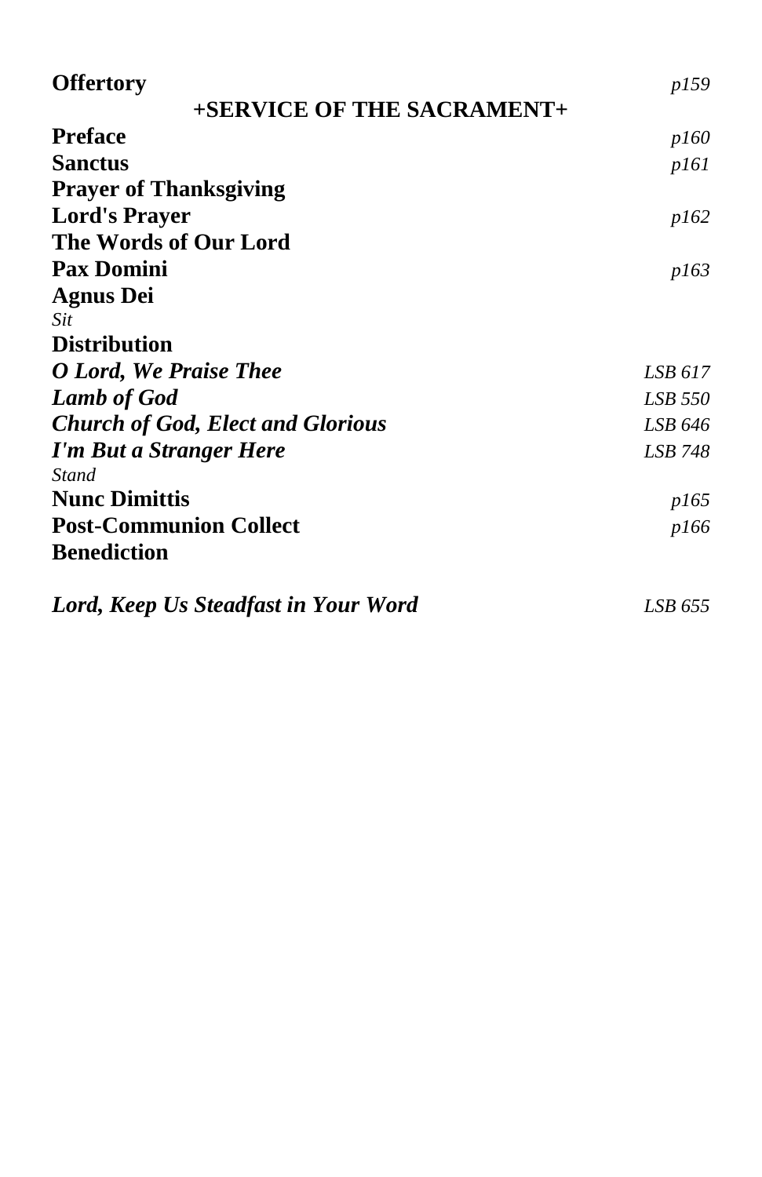**Offertory** *p159*

## +SERVICE OF THE SACRAMENT+

**Preface** *p160*

**Sanctus** *p161*

**Prayer of Thanksgiving**

**Lord's Prayer** *p162*

**The Words of Our Lord**

**Pax Domini** *p163*

**Agnus Dei**

*Sit*

**Distribution**

***O Lord, We Praise Thee*** *LSB 617*

***Lamb of God*** *LSB 550*

***Church of God, Elect and Glorious*** *LSB 646*

***I'm But a Stranger Here*** *LSB 748*

*Stand*

**Nunc Dimittis** *p165*

**Post-Communion Collect** *p166*

**Benediction**

***Lord, Keep Us Steadfast in Your Word*** *LSB 655*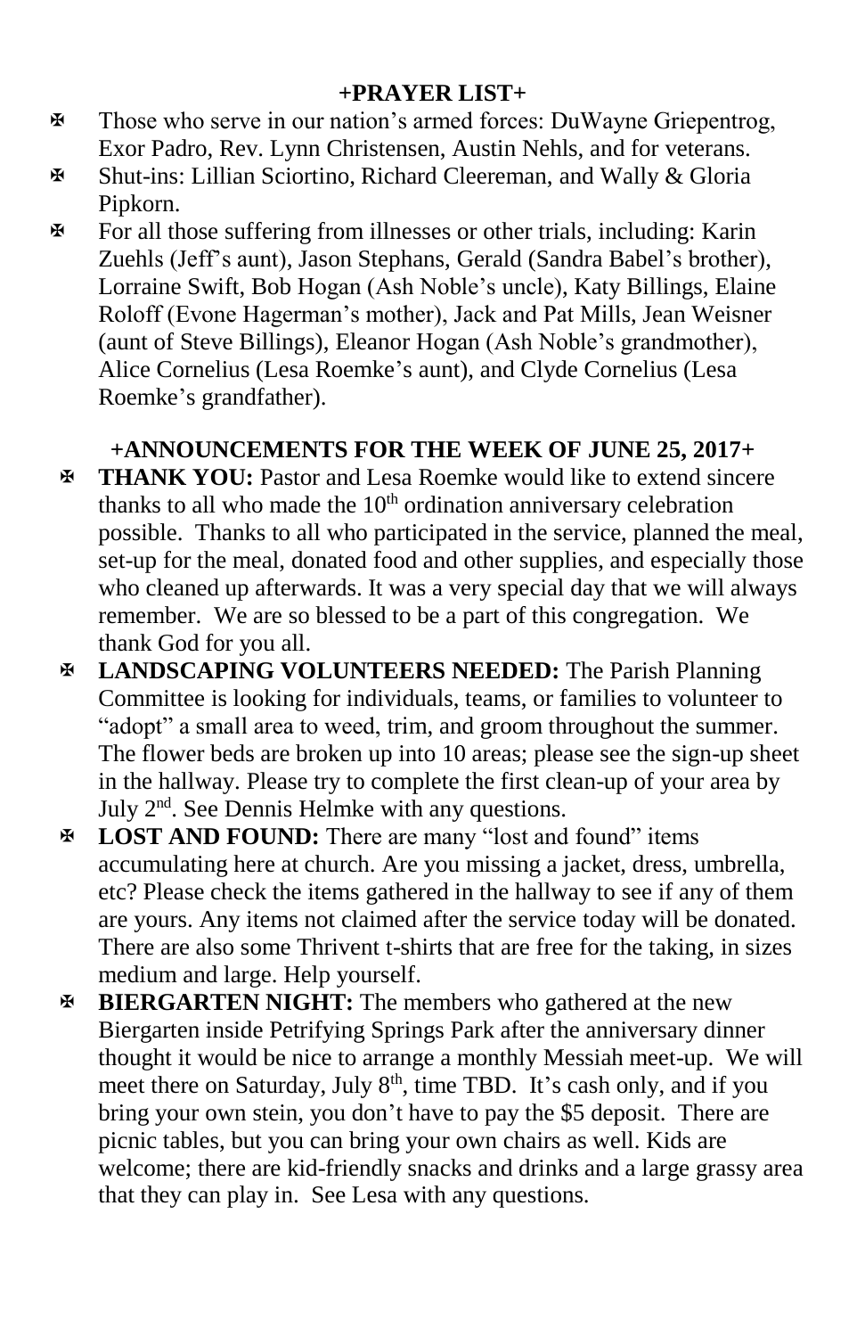## +PRAYER LIST+

- Those who serve in our nation's armed forces: DuWayne Griepentrog, Exor Padro, Rev. Lynn Christensen, Austin Nehls, and for veterans.
- Shut-ins: Lillian Sciortino, Richard Cleereman, and Wally & Gloria Pipkorn.
- For all those suffering from illnesses or other trials, including: Karin Zuehls (Jeff's aunt), Jason Stephans, Gerald (Sandra Babel's brother), Lorraine Swift, Bob Hogan (Ash Noble's uncle), Katy Billings, Elaine Roloff (Evone Hagerman's mother), Jack and Pat Mills, Jean Weisner (aunt of Steve Billings), Eleanor Hogan (Ash Noble's grandmother), Alice Cornelius (Lesa Roemke's aunt), and Clyde Cornelius (Lesa Roemke's grandfather).

## +ANNOUNCEMENTS FOR THE WEEK OF JUNE 25, 2017+

- **THANK YOU:** Pastor and Lesa Roemke would like to extend sincere thanks to all who made the 10th ordination anniversary celebration possible. Thanks to all who participated in the service, planned the meal, set-up for the meal, donated food and other supplies, and especially those who cleaned up afterwards. It was a very special day that we will always remember. We are so blessed to be a part of this congregation. We thank God for you all.
- **LANDSCAPING VOLUNTEERS NEEDED:** The Parish Planning Committee is looking for individuals, teams, or families to volunteer to "adopt" a small area to weed, trim, and groom throughout the summer. The flower beds are broken up into 10 areas; please see the sign-up sheet in the hallway. Please try to complete the first clean-up of your area by July 2nd. See Dennis Helmke with any questions.
- **LOST AND FOUND:** There are many "lost and found" items accumulating here at church. Are you missing a jacket, dress, umbrella, etc? Please check the items gathered in the hallway to see if any of them are yours. Any items not claimed after the service today will be donated. There are also some Thrivent t-shirts that are free for the taking, in sizes medium and large. Help yourself.
- **BIERGARTEN NIGHT:** The members who gathered at the new Biergarten inside Petrifying Springs Park after the anniversary dinner thought it would be nice to arrange a monthly Messiah meet-up. We will meet there on Saturday, July 8th, time TBD. It's cash only, and if you bring your own stein, you don't have to pay the $5 deposit. There are picnic tables, but you can bring your own chairs as well. Kids are welcome; there are kid-friendly snacks and drinks and a large grassy area that they can play in. See Lesa with any questions.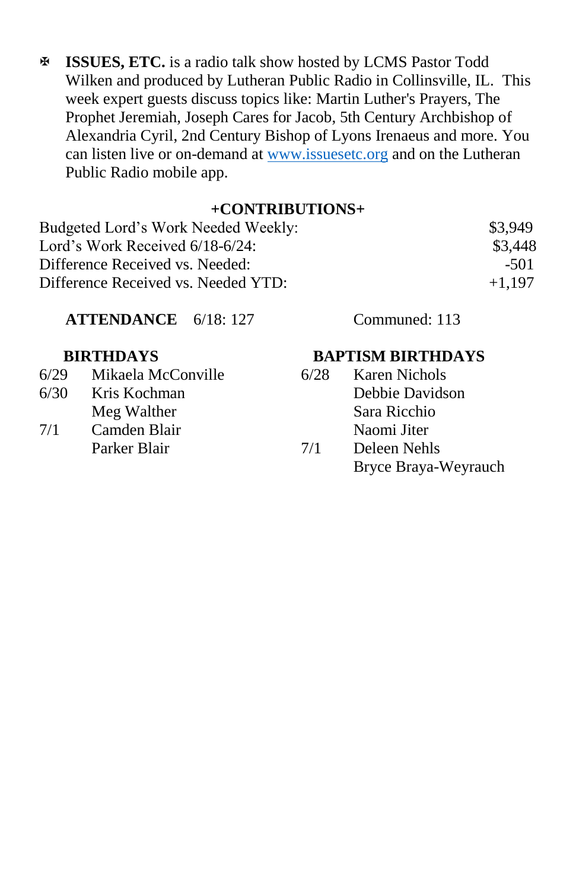✠ **ISSUES, ETC.** is a radio talk show hosted by LCMS Pastor Todd Wilken and produced by Lutheran Public Radio in Collinsville, IL. This week expert guests discuss topics like: Martin Luther's Prayers, The Prophet Jeremiah, Joseph Cares for Jacob, 5th Century Archbishop of Alexandria Cyril, 2nd Century Bishop of Lyons Irenaeus and more. You can listen live or on-demand at [www.issuesetc.org](http://www.issuesetc.org) and on the Lutheran Public Radio mobile app.

**+CONTRIBUTIONS+**

| | |
|---|---|
| Budgeted Lord's Work Needed Weekly: | $3,949 |
| Lord's Work Received 6/18-6/24: | $3,448 |
| Difference Received vs. Needed: | -501 |
| Difference Received vs. Needed YTD: | +1,197 |

**ATTENDANCE** 6/18: 127 Communed: 113

**BIRTHDAYS**

| | |
|---|---|
| 6/29 | Mikaela McConville |
| 6/30 | Kris Kochman |
| | Meg Walther |
| 7/1 | Camden Blair |
| | Parker Blair |

**BAPTISM BIRTHDAYS**

| | |
|---|---|
| 6/28 | Karen Nichols |
| | Debbie Davidson |
| | Sara Ricchio |
| | Naomi Jiter |
| 7/1 | Deleen Nehls |
| | Bryce Braya-Weyrauch |